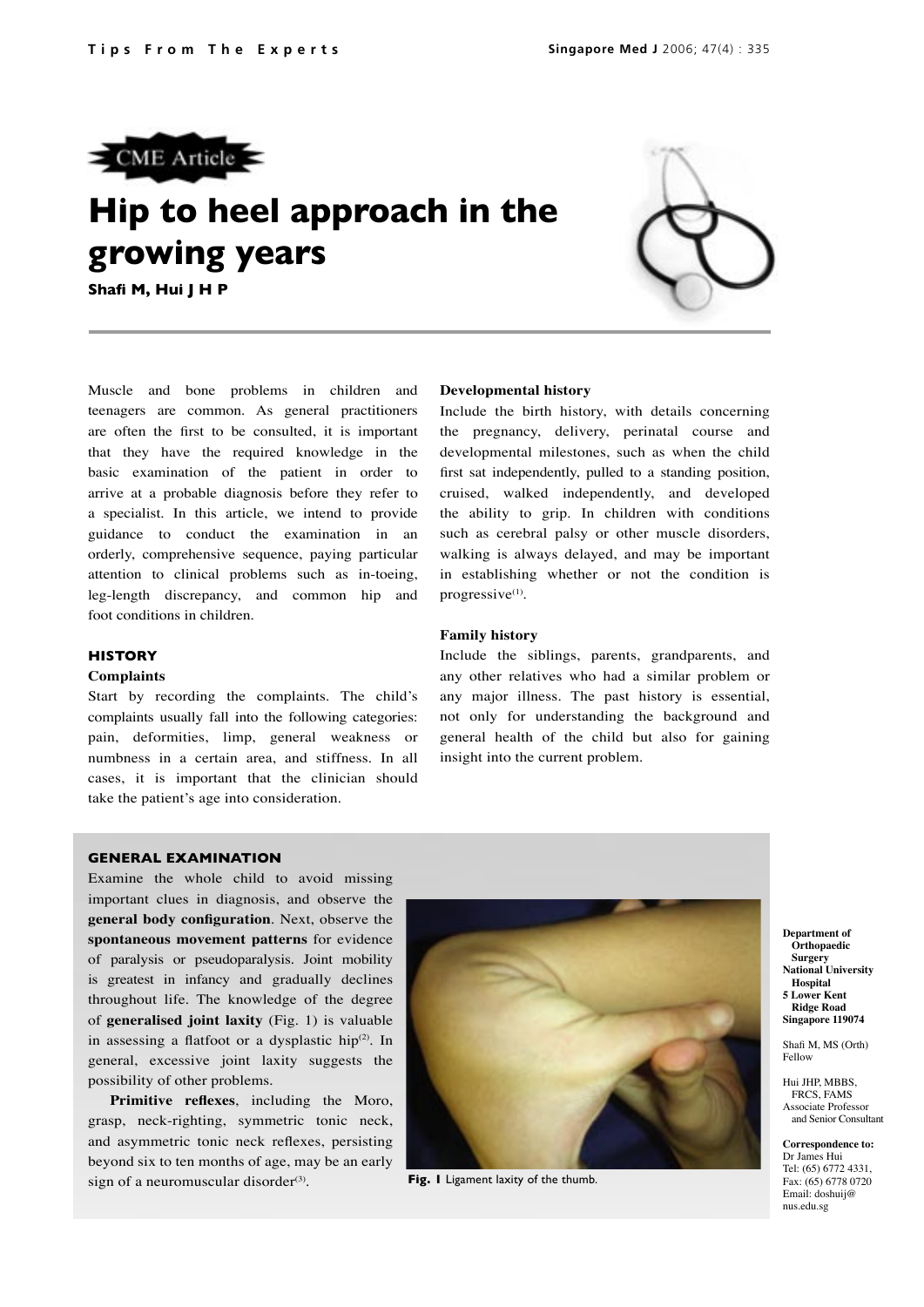CME Article

# Hip to heel approach in the growing years

**Shafi M, Hui J H P**

Muscle and bone problems in children and teenagers are common. As general practitioners are often the first to be consulted, it is important that they have the required knowledge in the basic examination of the patient in order to arrive at a probable diagnosis before they refer to a specialist. In this article, we intend to provide guidance to conduct the examination in an orderly, comprehensive sequence, paying particular attention to clinical problems such as in-toeing, leg-length discrepancy, and common hip and foot conditions in children.

## HISTORY

### Complaints

Start by recording the complaints. The child's complaints usually fall into the following categories: pain, deformities, limp, general weakness or numbness in a certain area, and stiffness. In all cases, it is important that the clinician should take the patient's age into consideration.

### Developmental history

Include the birth history, with details concerning the pregnancy, delivery, perinatal course and developmental milestones, such as when the child first sat independently, pulled to a standing position, cruised, walked independently, and developed the ability to grip. In children with conditions such as cerebral palsy or other muscle disorders, walking is always delayed, and may be important in establishing whether or not the condition is progressive[1].

### Family history

Include the siblings, parents, grandparents, and any other relatives who had a similar problem or any major illness. The past history is essential, not only for understanding the background and general health of the child but also for gaining insight into the current problem.

## GENERAL EXAMINATION

Examine the whole child to avoid missing important clues in diagnosis, and observe the **general body configuration**. Next, observe the **spontaneous movement patterns** for evidence of paralysis or pseudoparalysis. Joint mobility is greatest in infancy and gradually declines throughout life. The knowledge of the degree of **generalised joint laxity** (Fig. 1) is valuable in assessing a flatfoot or a dysplastic hip[2]. In general, excessive joint laxity suggests the possibility of other problems.

**Primitive reflexes**, including the Moro, grasp, neck-righting, symmetric tonic neck, and asymmetric tonic neck reflexes, persisting beyond six to ten months of age, may be an early sign of a neuromuscular disorder[3].

**Fig. 1** Ligament laxity of the thumb.

Department of Orthopaedic Surgery
National University Hospital
5 Lower Kent Ridge Road
Singapore 119074

Shafi M, MS (Orth)
Fellow

Hui JHP, MBBS, FRCS, FAMS
Associate Professor and Senior Consultant

**Correspondence to:**
Dr James Hui
Tel: (65) 6772 4331,
Fax: (65) 6778 0720
Email: doshuij@nus.edu.sg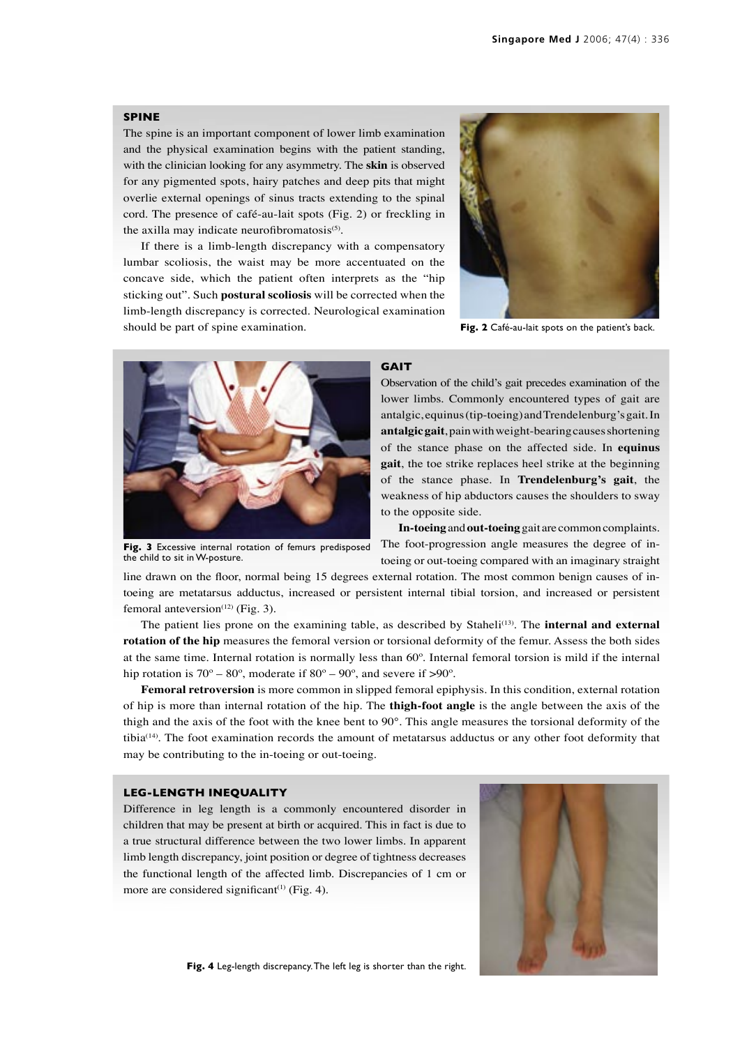## SPINE

The spine is an important component of lower limb examination and the physical examination begins with the patient standing, with the clinician looking for any asymmetry. The **skin** is observed for any pigmented spots, hairy patches and deep pits that might overlie external openings of sinus tracts extending to the spinal cord. The presence of café-au-lait spots (Fig. 2) or freckling in the axilla may indicate neurofibromatosis[5].

If there is a limb-length discrepancy with a compensatory lumbar scoliosis, the waist may be more accentuated on the concave side, which the patient often interprets as the "hip sticking out". Such **postural scoliosis** will be corrected when the limb-length discrepancy is corrected. Neurological examination should be part of spine examination.

**Fig. 2** Café-au-lait spots on the patient's back.

## GAIT

Observation of the child's gait precedes examination of the lower limbs. Commonly encountered types of gait are antalgic, equinus (tip-toeing) and Trendelenburg's gait. In **antalgic gait**, pain with weight-bearing causes shortening of the stance phase on the affected side. In **equinus gait**, the toe strike replaces heel strike at the beginning of the stance phase. In **Trendelenburg's gait**, the weakness of hip abductors causes the shoulders to sway to the opposite side.

**In-toeing** and **out-toeing** gait are common complaints. The foot-progression angle measures the degree of in-toeing or out-toeing compared with an imaginary straight line drawn on the floor, normal being 15 degrees external rotation. The most common benign causes of in-toeing are metatarsus adductus, increased or persistent internal tibial torsion, and increased or persistent femoral anteversion[12] (Fig. 3).

**Fig. 3** Excessive internal rotation of femurs predisposed the child to sit in W-posture.

The patient lies prone on the examining table, as described by Staheli[13]. The **internal and external rotation of the hip** measures the femoral version or torsional deformity of the femur. Assess the both sides at the same time. Internal rotation is normally less than 60º. Internal femoral torsion is mild if the internal hip rotation is 70º – 80º, moderate if 80º – 90º, and severe if >90º.

**Femoral retroversion** is more common in slipped femoral epiphysis. In this condition, external rotation of hip is more than internal rotation of the hip. The **thigh-foot angle** is the angle between the axis of the thigh and the axis of the foot with the knee bent to 90°. This angle measures the torsional deformity of the tibia[14]. The foot examination records the amount of metatarsus adductus or any other foot deformity that may be contributing to the in-toeing or out-toeing.

## LEG-LENGTH INEQUALITY

Difference in leg length is a commonly encountered disorder in children that may be present at birth or acquired. This in fact is due to a true structural difference between the two lower limbs. In apparent limb length discrepancy, joint position or degree of tightness decreases the functional length of the affected limb. Discrepancies of 1 cm or more are considered significant[1] (Fig. 4).

**Fig. 4** Leg-length discrepancy. The left leg is shorter than the right.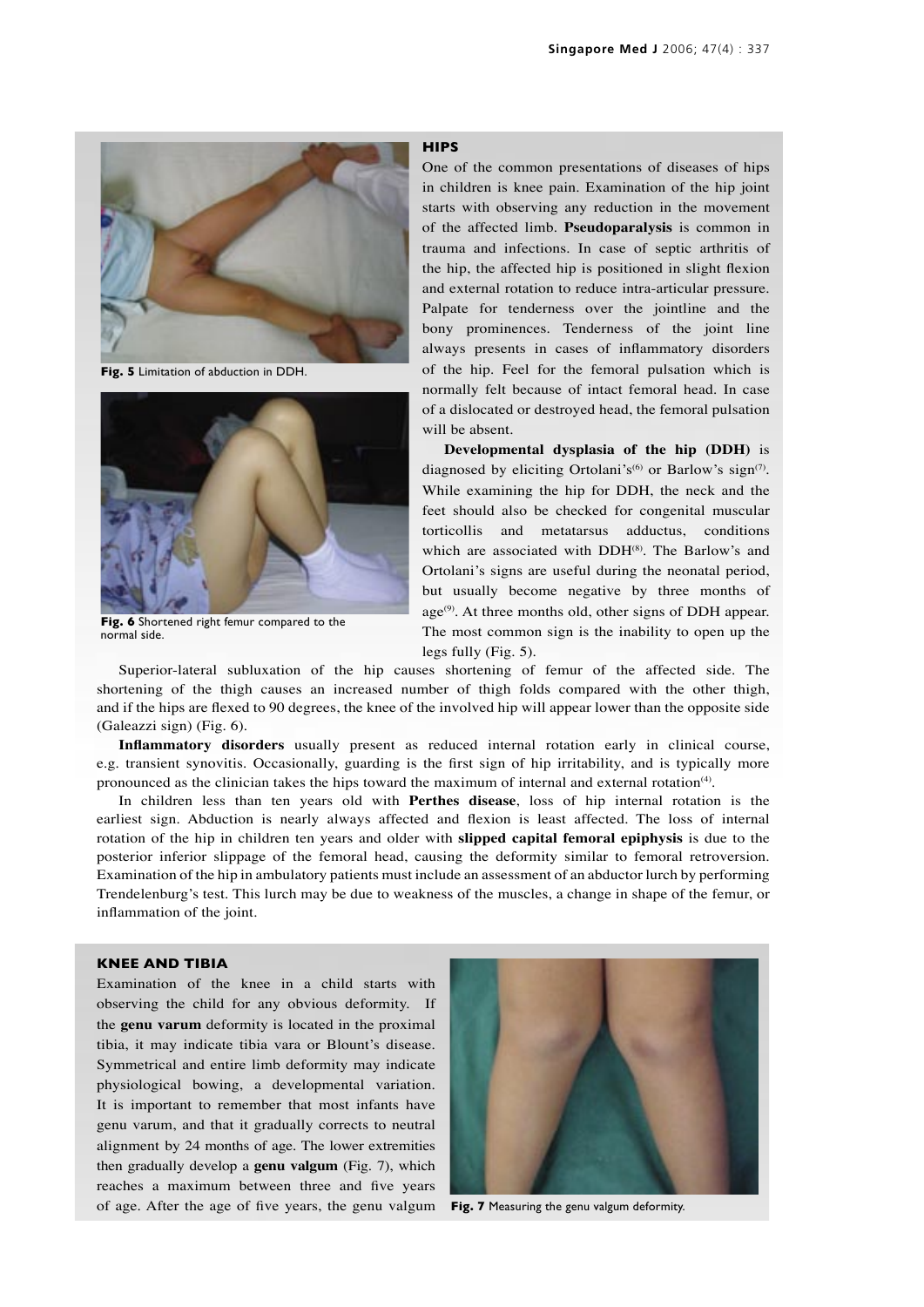Fig. 5 Limitation of abduction in DDH.

Fig. 6 Shortened right femur compared to the normal side.

## HIPS

One of the common presentations of diseases of hips in children is knee pain. Examination of the hip joint starts with observing any reduction in the movement of the affected limb. **Pseudoparalysis** is common in trauma and infections. In case of septic arthritis of the hip, the affected hip is positioned in slight flexion and external rotation to reduce intra-articular pressure. Palpate for tenderness over the jointline and the bony prominences. Tenderness of the joint line always presents in cases of inflammatory disorders of the hip. Feel for the femoral pulsation which is normally felt because of intact femoral head. In case of a dislocated or destroyed head, the femoral pulsation will be absent.

**Developmental dysplasia of the hip (DDH)** is diagnosed by eliciting Ortolani's[6] or Barlow's sign[7]. While examining the hip for DDH, the neck and the feet should also be checked for congenital muscular torticollis and metatarsus adductus, conditions which are associated with DDH[8]. The Barlow's and Ortolani's signs are useful during the neonatal period, but usually become negative by three months of age[9]. At three months old, other signs of DDH appear. The most common sign is the inability to open up the legs fully (Fig. 5).

Superior-lateral subluxation of the hip causes shortening of femur of the affected side. The shortening of the thigh causes an increased number of thigh folds compared with the other thigh, and if the hips are flexed to 90 degrees, the knee of the involved hip will appear lower than the opposite side (Galeazzi sign) (Fig. 6).

**Inflammatory disorders** usually present as reduced internal rotation early in clinical course, e.g. transient synovitis. Occasionally, guarding is the first sign of hip irritability, and is typically more pronounced as the clinician takes the hips toward the maximum of internal and external rotation[4].

In children less than ten years old with **Perthes disease**, loss of hip internal rotation is the earliest sign. Abduction is nearly always affected and flexion is least affected. The loss of internal rotation of the hip in children ten years and older with **slipped capital femoral epiphysis** is due to the posterior inferior slippage of the femoral head, causing the deformity similar to femoral retroversion. Examination of the hip in ambulatory patients must include an assessment of an abductor lurch by performing Trendelenburg's test. This lurch may be due to weakness of the muscles, a change in shape of the femur, or inflammation of the joint.

## KNEE AND TIBIA

Examination of the knee in a child starts with observing the child for any obvious deformity. If the **genu varum** deformity is located in the proximal tibia, it may indicate tibia vara or Blount's disease. Symmetrical and entire limb deformity may indicate physiological bowing, a developmental variation. It is important to remember that most infants have genu varum, and that it gradually corrects to neutral alignment by 24 months of age. The lower extremities then gradually develop a **genu valgum** (Fig. 7), which reaches a maximum between three and five years of age. After the age of five years, the genu valgum

Fig. 7 Measuring the genu valgum deformity.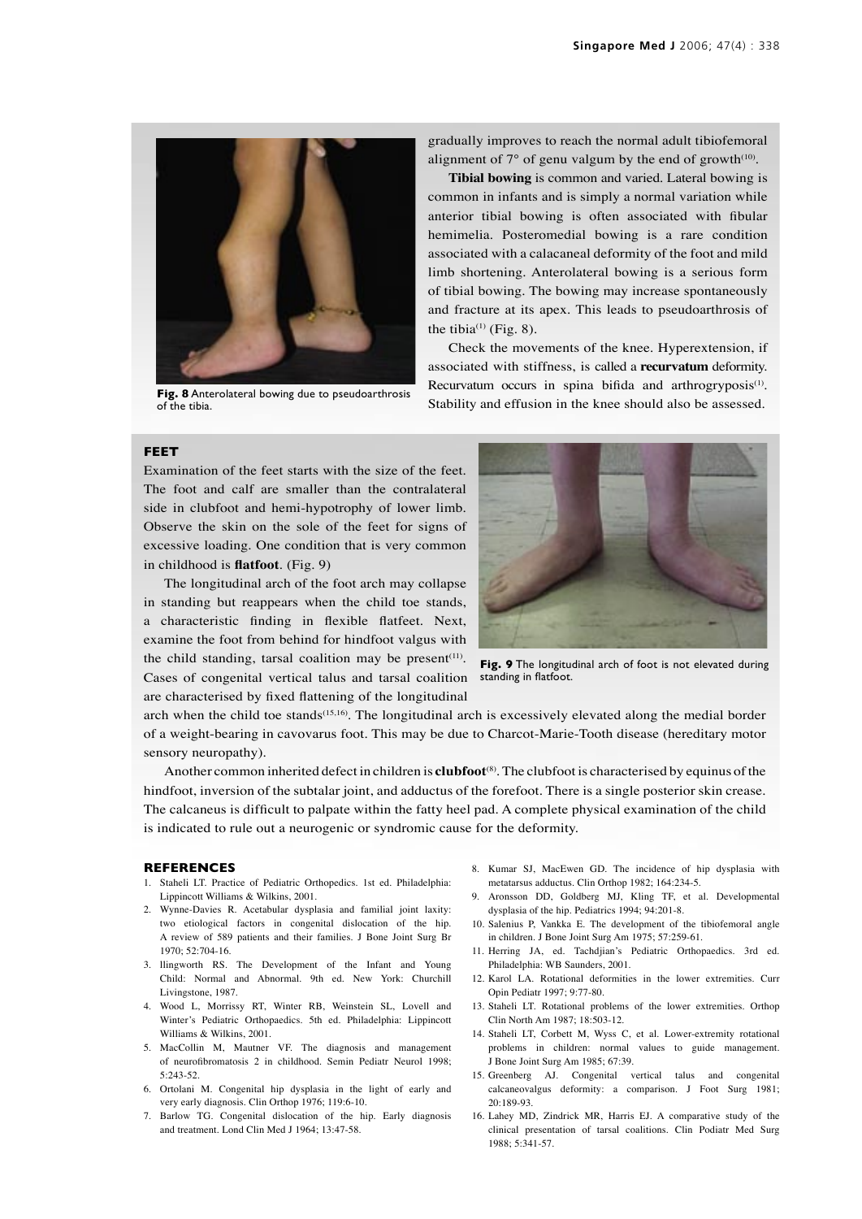Fig. 8 Anterolateral bowing due to pseudoarthrosis of the tibia.

gradually improves to reach the normal adult tibiofemoral alignment of 7° of genu valgum by the end of growth[10].

**Tibial bowing** is common and varied. Lateral bowing is common in infants and is simply a normal variation while anterior tibial bowing is often associated with fibular hemimelia. Posteromedial bowing is a rare condition associated with a calacaneal deformity of the foot and mild limb shortening. Anterolateral bowing is a serious form of tibial bowing. The bowing may increase spontaneously and fracture at its apex. This leads to pseudoarthrosis of the tibia[1] (Fig. 8).

Check the movements of the knee. Hyperextension, if associated with stiffness, is called a **recurvatum** deformity. Recurvatum occurs in spina bifida and arthrogryposis[1]. Stability and effusion in the knee should also be assessed.

## FEET

Examination of the feet starts with the size of the feet. The foot and calf are smaller than the contralateral side in clubfoot and hemi-hypotrophy of lower limb. Observe the skin on the sole of the feet for signs of excessive loading. One condition that is very common in childhood is **flatfoot**. (Fig. 9)

Fig. 9 The longitudinal arch of foot is not elevated during standing in flatfoot.

The longitudinal arch of the foot arch may collapse in standing but reappears when the child toe stands, a characteristic finding in flexible flatfeet. Next, examine the foot from behind for hindfoot valgus with the child standing, tarsal coalition may be present[11]. Cases of congenital vertical talus and tarsal coalition are characterised by fixed flattening of the longitudinal arch when the child toe stands[15,16]. The longitudinal arch is excessively elevated along the medial border of a weight-bearing in cavovarus foot. This may be due to Charcot-Marie-Tooth disease (hereditary motor sensory neuropathy).

Another common inherited defect in children is **clubfoot**[8]. The clubfoot is characterised by equinus of the hindfoot, inversion of the subtalar joint, and adductus of the forefoot. There is a single posterior skin crease. The calcaneus is difficult to palpate within the fatty heel pad. A complete physical examination of the child is indicated to rule out a neurogenic or syndromic cause for the deformity.

## REFERENCES

1. Staheli LT. Practice of Pediatric Orthopedics. 1st ed. Philadelphia: Lippincott Williams & Wilkins, 2001.
2. Wynne-Davies R. Acetabular dysplasia and familial joint laxity: two etiological factors in congenital dislocation of the hip. A review of 589 patients and their families. J Bone Joint Surg Br 1970; 52:704-16.
3. llingworth RS. The Development of the Infant and Young Child: Normal and Abnormal. 9th ed. New York: Churchill Livingstone, 1987.
4. Wood L, Morrissy RT, Winter RB, Weinstein SL, Lovell and Winter's Pediatric Orthopaedics. 5th ed. Philadelphia: Lippincott Williams & Wilkins, 2001.
5. MacCollin M, Mautner VF. The diagnosis and management of neurofibromatosis 2 in childhood. Semin Pediatr Neurol 1998; 5:243-52.
6. Ortolani M. Congenital hip dysplasia in the light of early and very early diagnosis. Clin Orthop 1976; 119:6-10.
7. Barlow TG. Congenital dislocation of the hip. Early diagnosis and treatment. Lond Clin Med J 1964; 13:47-58.
8. Kumar SJ, MacEwen GD. The incidence of hip dysplasia with metatarsus adductus. Clin Orthop 1982; 164:234-5.
9. Aronsson DD, Goldberg MJ, Kling TF, et al. Developmental dysplasia of the hip. Pediatrics 1994; 94:201-8.
10. Salenius P, Vankka E. The development of the tibiofemoral angle in children. J Bone Joint Surg Am 1975; 57:259-61.
11. Herring JA, ed. Tachdjian's Pediatric Orthopaedics. 3rd ed. Philadelphia: WB Saunders, 2001.
12. Karol LA. Rotational deformities in the lower extremities. Curr Opin Pediatr 1997; 9:77-80.
13. Staheli LT. Rotational problems of the lower extremities. Orthop Clin North Am 1987; 18:503-12.
14. Staheli LT, Corbett M, Wyss C, et al. Lower-extremity rotational problems in children: normal values to guide management. J Bone Joint Surg Am 1985; 67:39.
15. Greenberg AJ. Congenital vertical talus and congenital calcaneovalgus deformity: a comparison. J Foot Surg 1981; 20:189-93.
16. Lahey MD, Zindrick MR, Harris EJ. A comparative study of the clinical presentation of tarsal coalitions. Clin Podiatr Med Surg 1988; 5:341-57.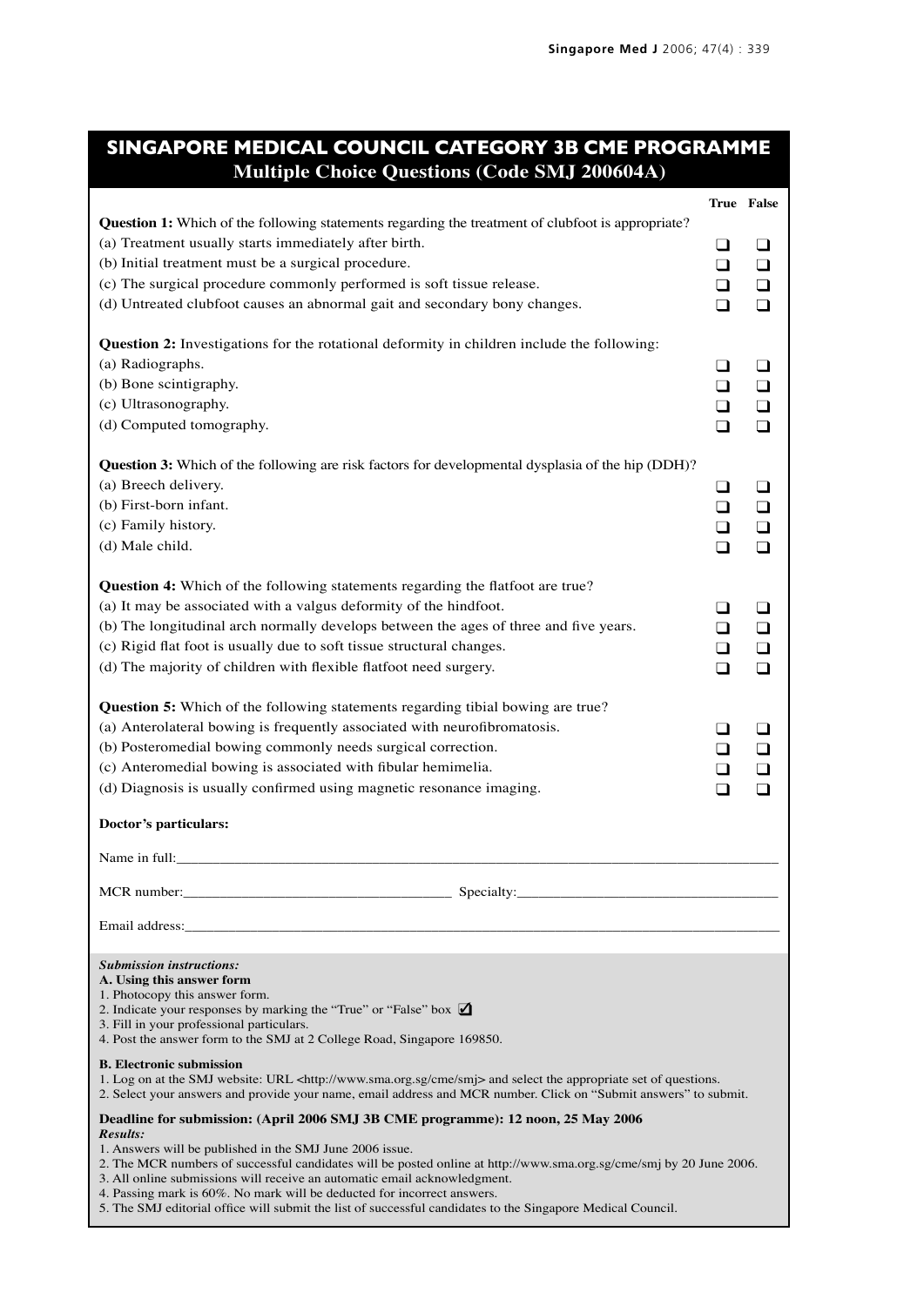## SINGAPORE MEDICAL COUNCIL CATEGORY 3B CME PROGRAMME
### Multiple Choice Questions (Code SMJ 200604A)

| | True | False |
|---|---|---|
| **Question 1:** Which of the following statements regarding the treatment of clubfoot is appropriate? | | |
| (a) Treatment usually starts immediately after birth. | ❑ | ❑ |
| (b) Initial treatment must be a surgical procedure. | ❑ | ❑ |
| (c) The surgical procedure commonly performed is soft tissue release. | ❑ | ❑ |
| (d) Untreated clubfoot causes an abnormal gait and secondary bony changes. | ❑ | ❑ |
| **Question 2:** Investigations for the rotational deformity in children include the following: | | |
| (a) Radiographs. | ❑ | ❑ |
| (b) Bone scintigraphy. | ❑ | ❑ |
| (c) Ultrasonography. | ❑ | ❑ |
| (d) Computed tomography. | ❑ | ❑ |
| **Question 3:** Which of the following are risk factors for developmental dysplasia of the hip (DDH)? | | |
| (a) Breech delivery. | ❑ | ❑ |
| (b) First-born infant. | ❑ | ❑ |
| (c) Family history. | ❑ | ❑ |
| (d) Male child. | ❑ | ❑ |
| **Question 4:** Which of the following statements regarding the flatfoot are true? | | |
| (a) It may be associated with a valgus deformity of the hindfoot. | ❑ | ❑ |
| (b) The longitudinal arch normally develops between the ages of three and five years. | ❑ | ❑ |
| (c) Rigid flat foot is usually due to soft tissue structural changes. | ❑ | ❑ |
| (d) The majority of children with flexible flatfoot need surgery. | ❑ | ❑ |
| **Question 5:** Which of the following statements regarding tibial bowing are true? | | |
| (a) Anterolateral bowing is frequently associated with neurofibromatosis. | ❑ | ❑ |
| (b) Posteromedial bowing commonly needs surgical correction. | ❑ | ❑ |
| (c) Anteromedial bowing is associated with fibular hemimelia. | ❑ | ❑ |
| (d) Diagnosis is usually confirmed using magnetic resonance imaging. | ❑ | ❑ |

**Doctor's particulars:**

Name in full:_______________________________________________

MCR number:______________________ Specialty:______________________

Email address:_______________________________________________

***Submission instructions:***

**A. Using this answer form**

1. Photocopy this answer form.
2. Indicate your responses by marking the "True" or "False" box ☑
3. Fill in your professional particulars.
4. Post the answer form to the SMJ at 2 College Road, Singapore 169850.

**B. Electronic submission**

1. Log on at the SMJ website: URL <http://www.sma.org.sg/cme/smj> and select the appropriate set of questions.
2. Select your answers and provide your name, email address and MCR number. Click on "Submit answers" to submit.

**Deadline for submission: (April 2006 SMJ 3B CME programme): 12 noon, 25 May 2006**

***Results:***

1. Answers will be published in the SMJ June 2006 issue.
2. The MCR numbers of successful candidates will be posted online at http://www.sma.org.sg/cme/smj by 20 June 2006.
3. All online submissions will receive an automatic email acknowledgment.
4. Passing mark is 60%. No mark will be deducted for incorrect answers.
5. The SMJ editorial office will submit the list of successful candidates to the Singapore Medical Council.